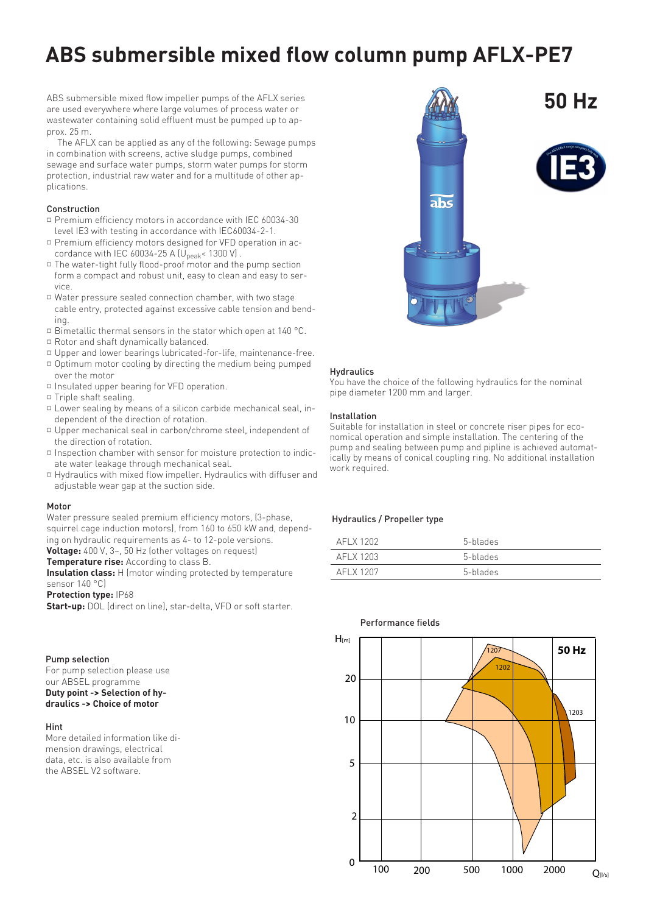# ABS submersible mixed flow column pump AFLX-PE7

**50 Hz**

ABS submersible mixed flow impeller pumps of the AFLX series are used everywhere where large volumes of process water or wastewater containing solid effluent must be pumped up to approx. 25 m.

The AFLX can be applied as any of the following: Sewage pumps in combination with screens, active sludge pumps, combined sewage and surface water pumps, storm water pumps for storm protection, industrial raw water and for a multitude of other applications.

### Construction

- Premium efficiency motors in accordance with IEC 60034-30 level IE3 with testing in accordance with IEC60034-2-1.
- Premium efficiency motors designed for VFD operation in accordance with IEC 60034-25 A ($U_{peak}$< 1300 V) .
- The water-tight fully flood-proof motor and the pump section form a compact and robust unit, easy to clean and easy to service.
- Water pressure sealed connection chamber, with two stage cable entry, protected against excessive cable tension and bending.
- Bimetallic thermal sensors in the stator which open at 140 °C.
- Rotor and shaft dynamically balanced.
- Upper and lower bearings lubricated-for-life, maintenance-free.
- Optimum motor cooling by directing the medium being pumped over the motor
- Insulated upper bearing for VFD operation.
- Triple shaft sealing.
- Lower sealing by means of a silicon carbide mechanical seal, independent of the direction of rotation.
- Upper mechanical seal in carbon/chrome steel, independent of the direction of rotation.
- Inspection chamber with sensor for moisture protection to indicate water leakage through mechanical seal.
- Hydraulics with mixed flow impeller. Hydraulics with diffuser and adjustable wear gap at the suction side.

### Motor

Water pressure sealed premium efficiency motors, (3-phase, squirrel cage induction motors), from 160 to 650 kW and, depending on hydraulic requirements as 4- to 12-pole versions.
**Voltage:** 400 V, 3~, 50 Hz (other voltages on request)
**Temperature rise:** According to class B.
**Insulation class:** H (motor winding protected by temperature sensor 140 °C)
**Protection type:** IP68
**Start-up:** DOL (direct on line), star-delta, VFD or soft starter.

### Pump selection

For pump selection please use our ABSEL programme
**Duty point -> Selection of hydraulics -> Choice of motor**

### Hint

More detailed information like dimension drawings, electrical data, etc. is also available from the ABSEL V2 software.

### Hydraulics

You have the choice of the following hydraulics for the nominal pipe diameter 1200 mm and larger.

### Installation

Suitable for installation in steel or concrete riser pipes for economical operation and simple installation. The centering of the pump and sealing between pump and pipline is achieved automatically by means of conical coupling ring. No additional installation work required.

### Hydraulics / Propeller type

| | |
|---|---|
| AFLX 1202 | 5-blades |
| AFLX 1203 | 5-blades |
| AFLX 1207 | 5-blades |

### Performance fields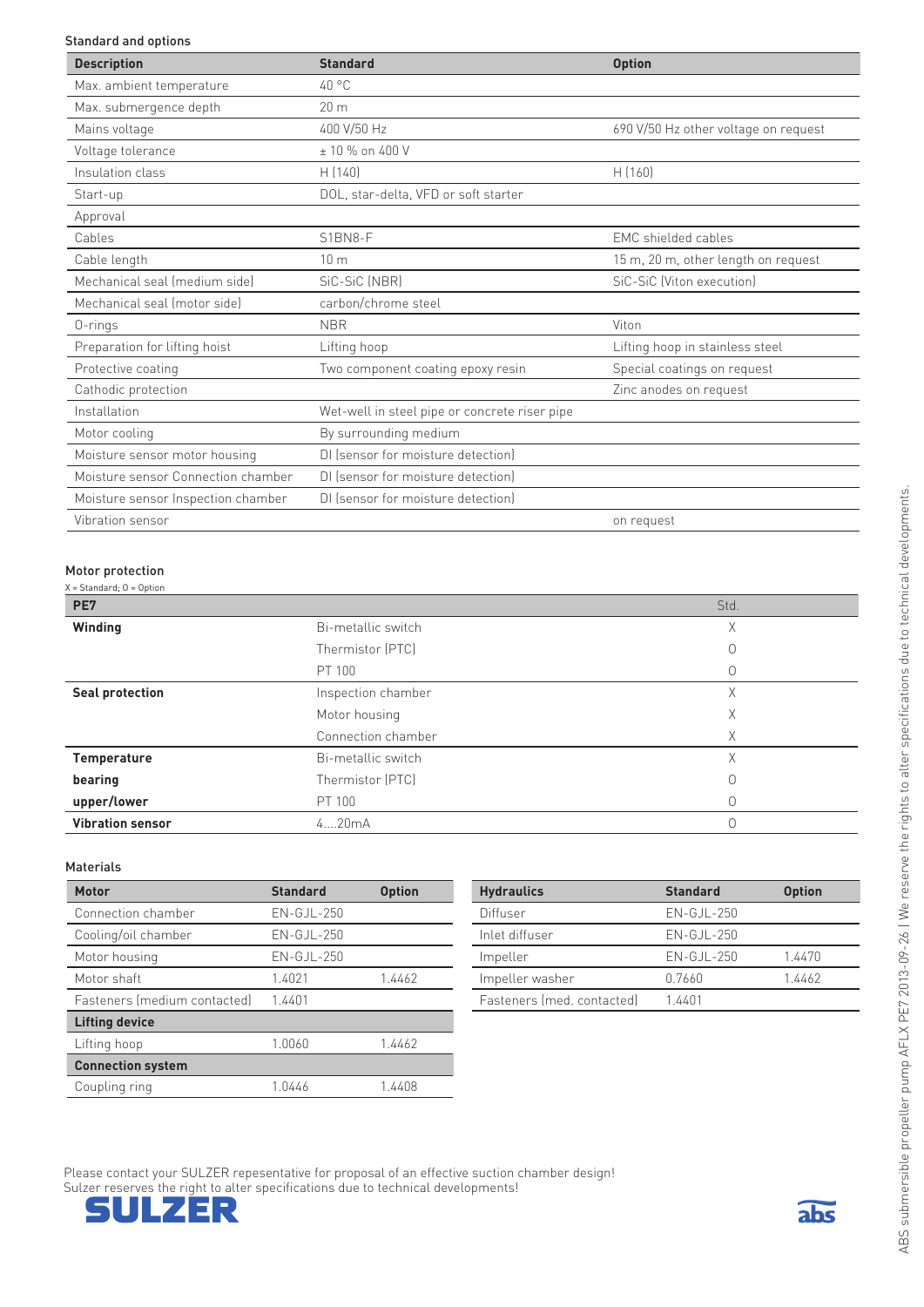Standard and options

| Description | Standard | Option |
|---|---|---|
| Max. ambient temperature | 40 °C | |
| Max. submergence depth | 20 m | |
| Mains voltage | 400 V/50 Hz | 690 V/50 Hz other voltage on request |
| Voltage tolerance | ± 10 % on 400 V | |
| Insulation class | H (140) | H (160) |
| Start-up | DOL, star-delta, VFD or soft starter | |
| Approval | | |
| Cables | S1BN8-F | EMC shielded cables |
| Cable length | 10 m | 15 m, 20 m, other length on request |
| Mechanical seal (medium side) | SiC-SiC (NBR) | SiC-SiC (Viton execution) |
| Mechanical seal (motor side) | carbon/chrome steel | |
| O-rings | NBR | Viton |
| Preparation for lifting hoist | Lifting hoop | Lifting hoop in stainless steel |
| Protective coating | Two component coating epoxy resin | Special coatings on request |
| Cathodic protection | | Zinc anodes on request |
| Installation | Wet-well in steel pipe or concrete riser pipe | |
| Motor cooling | By surrounding medium | |
| Moisture sensor motor housing | DI (sensor for moisture detection) | |
| Moisture sensor Connection chamber | DI (sensor for moisture detection) | |
| Moisture sensor Inspection chamber | DI (sensor for moisture detection) | |
| Vibration sensor | | on request |

Motor protection

X = Standard; O = Option

| PE7 | | Std. |
|---|---|---|
| **Winding** | Bi-metallic switch | X |
| | Thermistor (PTC) | O |
| | PT 100 | O |
| **Seal protection** | Inspection chamber | X |
| | Motor housing | X |
| | Connection chamber | X |
| **Temperature bearing upper/lower** | Bi-metallic switch | X |
| | Thermistor (PTC) | O |
| | PT 100 | O |
| **Vibration sensor** | 4....20mA | O |

Materials

| Motor | Standard | Option |
|---|---|---|
| Connection chamber | EN-GJL-250 | |
| Cooling/oil chamber | EN-GJL-250 | |
| Motor housing | EN-GJL-250 | |
| Motor shaft | 1.4021 | 1.4462 |
| Fasteners (medium contacted) | 1.4401 | |
| **Lifting device** | | |
| Lifting hoop | 1.0060 | 1.4462 |
| **Connection system** | | |
| Coupling ring | 1.0446 | 1.4408 |

| Hydraulics | Standard | Option |
|---|---|---|
| Diffuser | EN-GJL-250 | |
| Inlet diffuser | EN-GJL-250 | |
| Impeller | EN-GJL-250 | 1.4470 |
| Impeller washer | 0.7660 | 1.4462 |
| Fasteners (med. contacted) | 1.4401 | |

Please contact your SULZER repesentative for proposal of an effective suction chamber design!
Sulzer reserves the right to alter specifications due to technical developments!

ABS submersible propeller pump AFLX PE7 2013-09-26 | We reserve the rights to alter specifications due to technical developments.